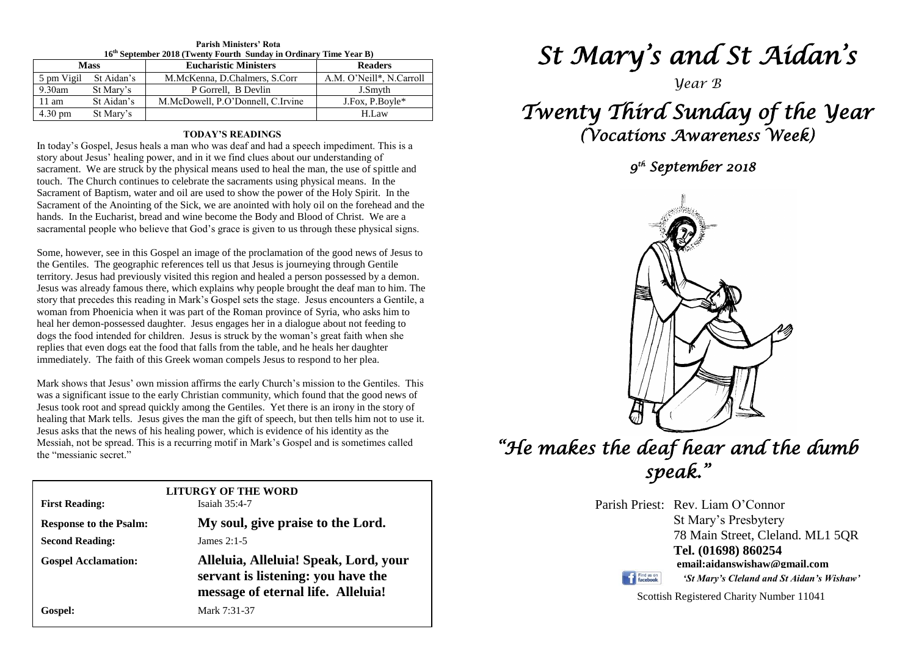**Parish Ministers' Rota**
**16th September 2018 (Twenty Fourth Sunday in Ordinary Time Year B)**

| Mass | | Eucharistic Ministers | Readers |
|---|---|---|---|
| 5 pm Vigil | St Aidan's | M.McKenna, D.Chalmers, S.Corr | A.M. O'Neill*, N.Carroll |
| 9.30am | St Mary's | P Gorrell, B Devlin | J.Smyth |
| 11 am | St Aidan's | M.McDowell, P.O'Donnell, C.Irvine | J.Fox, P.Boyle* |
| 4.30 pm | St Mary's | | H.Law |

**TODAY'S READINGS**

In today's Gospel, Jesus heals a man who was deaf and had a speech impediment. This is a story about Jesus' healing power, and in it we find clues about our understanding of sacrament. We are struck by the physical means used to heal the man, the use of spittle and touch. The Church continues to celebrate the sacraments using physical means. In the Sacrament of Baptism, water and oil are used to show the power of the Holy Spirit. In the Sacrament of the Anointing of the Sick, we are anointed with holy oil on the forehead and the hands. In the Eucharist, bread and wine become the Body and Blood of Christ. We are a sacramental people who believe that God's grace is given to us through these physical signs.

Some, however, see in this Gospel an image of the proclamation of the good news of Jesus to the Gentiles. The geographic references tell us that Jesus is journeying through Gentile territory. Jesus had previously visited this region and healed a person possessed by a demon. Jesus was already famous there, which explains why people brought the deaf man to him. The story that precedes this reading in Mark's Gospel sets the stage. Jesus encounters a Gentile, a woman from Phoenicia when it was part of the Roman province of Syria, who asks him to heal her demon-possessed daughter. Jesus engages her in a dialogue about not feeding to dogs the food intended for children. Jesus is struck by the woman's great faith when she replies that even dogs eat the food that falls from the table, and he heals her daughter immediately. The faith of this Greek woman compels Jesus to respond to her plea.

Mark shows that Jesus' own mission affirms the early Church's mission to the Gentiles. This was a significant issue to the early Christian community, which found that the good news of Jesus took root and spread quickly among the Gentiles. Yet there is an irony in the story of healing that Mark tells. Jesus gives the man the gift of speech, but then tells him not to use it. Jesus asks that the news of his healing power, which is evidence of his identity as the Messiah, not be spread. This is a recurring motif in Mark's Gospel and is sometimes called the "messianic secret."

**LITURGY OF THE WORD**

| | |
|---|---|
| **First Reading:** | Isaiah 35:4-7 |
| **Response to the Psalm:** | **My soul, give praise to the Lord.** |
| **Second Reading:** | James 2:1-5 |
| **Gospel Acclamation:** | **Alleluia, Alleluia! Speak, Lord, your servant is listening: you have the message of eternal life. Alleluia!** |
| **Gospel:** | Mark 7:31-37 |

# *St Mary's and St Aidan's*

*Year B*

# *Twenty Third Sunday of the Year*
## *(Vocations Awareness Week)*

*9th September 2018*

## *"He makes the deaf hear and the dumb speak."*

Parish Priest: Rev. Liam O'Connor
St Mary's Presbytery
78 Main Street, Cleland. ML1 5QR
**Tel. (01698) 860254**
**email:aidanswishaw@gmail.com**

*'St Mary's Cleland and St Aidan's Wishaw'*

Scottish Registered Charity Number 11041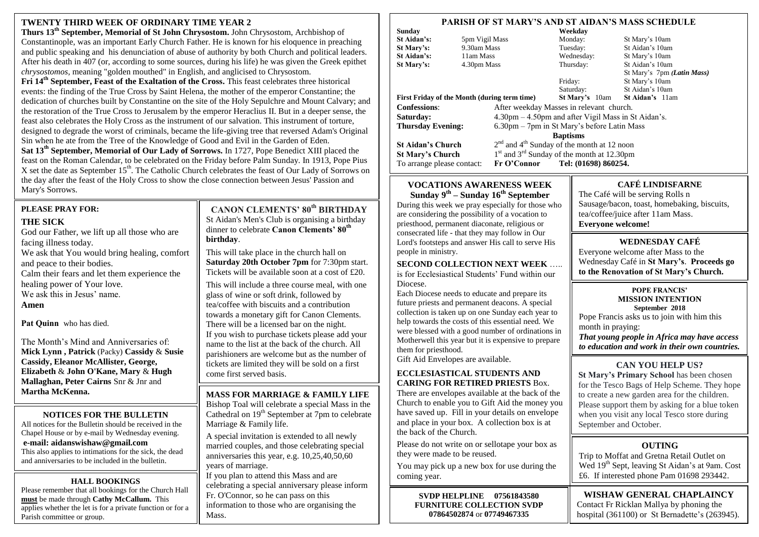## TWENTY THIRD WEEK OF ORDINARY TIME YEAR 2

**Thurs 13th September, Memorial of St John Chrysostom.** John Chrysostom, Archbishop of Constantinople, was an important Early Church Father. He is known for his eloquence in preaching and public speaking and his denunciation of abuse of authority by both Church and political leaders. After his death in 407 (or, according to some sources, during his life) he was given the Greek epithet *chrysostomos*, meaning "golden mouthed" in English, and anglicised to Chrysostom.

**Fri 14th September, Feast of the Exaltation of the Cross.** This feast celebrates three historical events: the finding of the True Cross by Saint Helena, the mother of the emperor Constantine; the dedication of churches built by Constantine on the site of the Holy Sepulchre and Mount Calvary; and the restoration of the True Cross to Jerusalem by the emperor Heraclius II. But in a deeper sense, the feast also celebrates the Holy Cross as the instrument of our salvation. This instrument of torture, designed to degrade the worst of criminals, became the life-giving tree that reversed Adam's Original Sin when he ate from the Tree of the Knowledge of Good and Evil in the Garden of Eden.

**Sat 13th September, Memorial of Our Lady of Sorrows.** In 1727, Pope Benedict XIII placed the feast on the Roman Calendar, to be celebrated on the Friday before Palm Sunday. In 1913, Pope Pius X set the date as September 15th. The Catholic Church celebrates the feast of Our Lady of Sorrows on the day after the feast of the Holy Cross to show the close connection between Jesus' Passion and Mary's Sorrows.

### PLEASE PRAY FOR:

**THE SICK**

God our Father, we lift up all those who are facing illness today.
We ask that You would bring healing, comfort and peace to their bodies.
Calm their fears and let them experience the healing power of Your love.
We ask this in Jesus' name.
**Amen**

**Pat Quinn** who has died.

The Month's Mind and Anniversaries of: **Mick Lynn , Patrick** (Packy) **Cassidy** & **Susie Cassidy, Eleanor McAllister, George, Elizabeth** & **John O'Kane, Mary** & **Hugh Mallaghan, Peter Cairns** Snr & Jnr and **Martha McKenna.**

### NOTICES FOR THE BULLETIN

All notices for the Bulletin should be received in the Chapel House or by e-mail by Wednesday evening.
**e-mail: aidanswishaw@gmail.com**
This also applies to intimations for the sick, the dead and anniversaries to be included in the bulletin.

### HALL BOOKINGS

Please remember that all bookings for the Church Hall **must** be made through **Cathy McCallum.** This applies whether the let is for a private function or for a Parish committee or group.

### CANON CLEMENTS' 80th BIRTHDAY

St Aidan's Men's Club is organising a birthday dinner to celebrate **Canon Clements' 80th birthday**.

This will take place in the church hall on **Saturday 20th October 7pm** for 7:30pm start. Tickets will be available soon at a cost of £20.

This will include a three course meal, with one glass of wine or soft drink, followed by tea/coffee with biscuits and a contribution towards a monetary gift for Canon Clements. There will be a licensed bar on the night. If you wish to purchase tickets please add your name to the list at the back of the church. All parishioners are welcome but as the number of tickets are limited they will be sold on a first come first served basis.

### MASS FOR MARRIAGE & FAMILY LIFE

Bishop Toal will celebrate a special Mass in the Cathedral on 19th September at 7pm to celebrate Marriage & Family life.

A special invitation is extended to all newly married couples, and those celebrating special anniversaries this year, e.g. 10,25,40,50,60 years of marriage.
If you plan to attend this Mass and are celebrating a special anniversary please inform Fr. O'Connor, so he can pass on this information to those who are organising the Mass.

### PARISH OF ST MARY'S AND ST AIDAN'S MASS SCHEDULE

| **Sunday** | | **Weekday** | |
|---|---|---|---|
| **St Aidan's:** | 5pm Vigil Mass | Monday: | St Mary's 10am |
| **St Mary's:** | 9.30am Mass | Tuesday: | St Aidan's 10am |
| **St Aidan's:** | 11am Mass | Wednesday: | St Mary's 10am |
| **St Mary's:** | 4.30pm Mass | Thursday: | St Aidan's 10am |
| | | | St Mary's 7pm *(Latin Mass)* |
| | | Friday: | St Mary's 10am |
| | | Saturday: | St Aidan's 10am |
| **First Friday of the Month (during term time)** | | **St Mary's** 10am | **St Aidan's** 11am |

**Confessions**: After weekday Masses in relevant church.
**Saturday:** 4.30pm – 4.50pm and after Vigil Mass in St Aidan's.
**Thursday Evening:** 6.30pm – 7pm in St Mary's before Latin Mass

**Baptisms**

**St Aidan's Church** 2nd and 4th Sunday of the month at 12 noon
**St Mary's Church** 1st and 3rd Sunday of the month at 12.30pm
To arrange please contact: **Fr O'Connor Tel: (01698) 860254.**

### VOCATIONS AWARENESS WEEK
**Sunday 9th – Sunday 16th September**

During this week we pray especially for those who are considering the possibility of a vocation to priesthood, permanent diaconate, religious or consecrated life - that they may follow in Our Lord's footsteps and answer His call to serve His people in ministry.

**SECOND COLLECTION NEXT WEEK** ….. is for Ecclesiastical Students' Fund within our Diocese.
Each Diocese needs to educate and prepare its future priests and permanent deacons. A special collection is taken up on one Sunday each year to help towards the costs of this essential need. We were blessed with a good number of ordinations in Motherwell this year but it is expensive to prepare them for priesthood.
Gift Aid Envelopes are available.

**ECCLESIASTICAL STUDENTS AND CARING FOR RETIRED PRIESTS** Box.
There are envelopes available at the back of the Church to enable you to Gift Aid the money you have saved up. Fill in your details on envelope and place in your box. A collection box is at the back of the Church.

Please do not write on or sellotape your box as they were made to be reused.

You may pick up a new box for use during the coming year.

**SVDP HELPLINE 07561843580**
**FURNITURE COLLECTION SVDP**
**07864502874** or **07749467335**

### CAFÉ LINDISFARNE

The Café will be serving Rolls n Sausage/bacon, toast, homebaking, biscuits, tea/coffee/juice after 11am Mass.
**Everyone welcome!**

### WEDNESDAY CAFÉ

Everyone welcome after Mass to the Wednesday Café in **St Mary's**. **Proceeds go to the Renovation of St Mary's Church.**

### POPE FRANCIS' MISSION INTENTION
**September 2018**

Pope Francis asks us to join with him this month in praying:
***That young people in Africa may have access to education and work in their own countries.***

### CAN YOU HELP US?

**St Mary's Primary School** has been chosen for the Tesco Bags of Help Scheme. They hope to create a new garden area for the children. Please support them by asking for a blue token when you visit any local Tesco store during September and October.

### OUTING

Trip to Moffat and Gretna Retail Outlet on Wed 19th Sept, leaving St Aidan's at 9am. Cost £6. If interested phone Pam 01698 293442.

### WISHAW GENERAL CHAPLAINCY

Contact Fr Ricklan Mallya by phoning the hospital (361100) or St Bernadette's (263945).